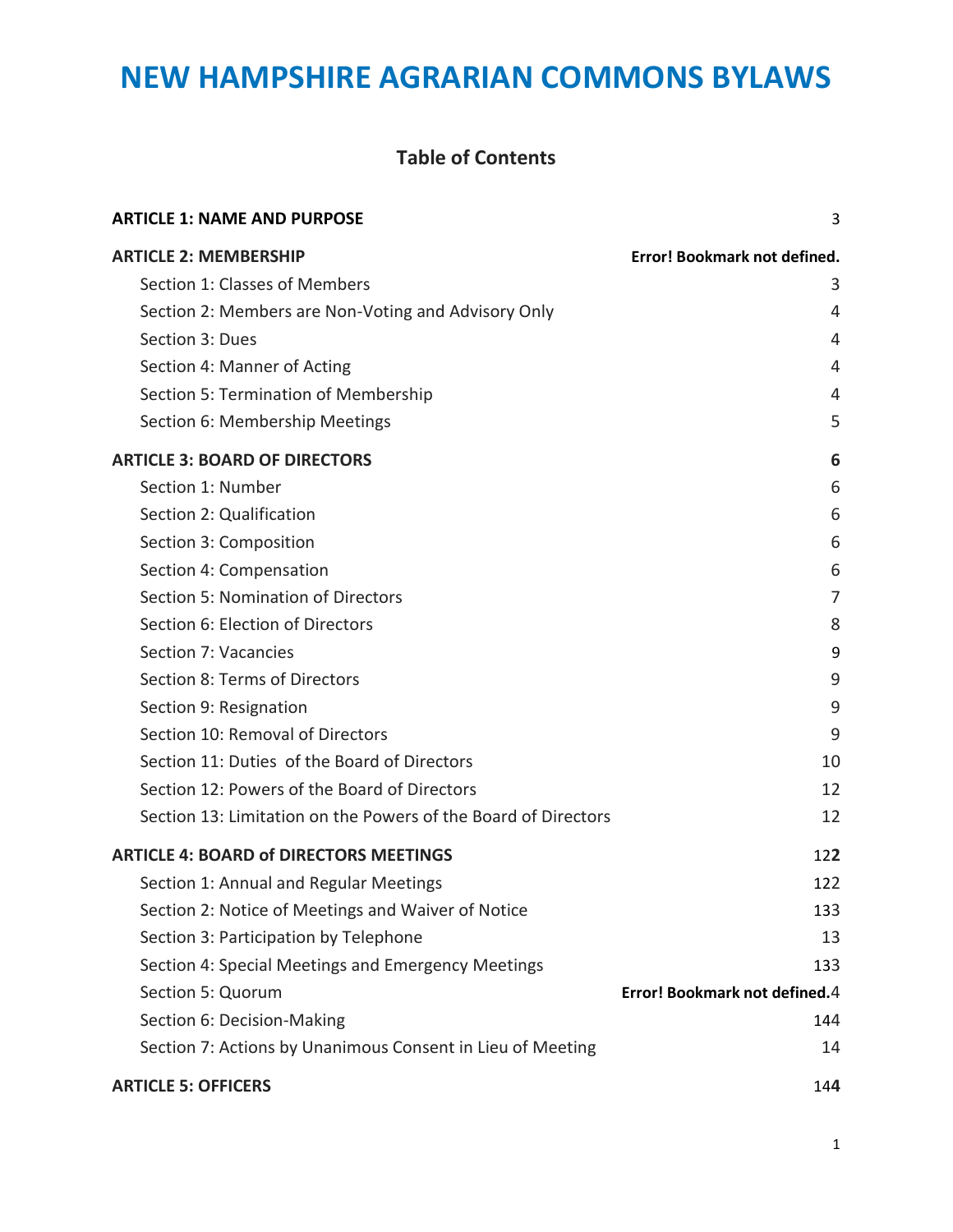# NEW HAMPSHIRE AGRARIAN COMMONS BYLAWS

## Table of Contents

**ARTICLE 1: NAME AND PURPOSE** 3

**ARTICLE 2: MEMBERSHIP** **Error! Bookmark not defined.**

- Section 1: Classes of Members 3
- Section 2: Members are Non-Voting and Advisory Only 4
- Section 3: Dues 4
- Section 4: Manner of Acting 4
- Section 5: Termination of Membership 4
- Section 6: Membership Meetings 5

**ARTICLE 3: BOARD OF DIRECTORS** **6**

- Section 1: Number 6
- Section 2: Qualification 6
- Section 3: Composition 6
- Section 4: Compensation 6
- Section 5: Nomination of Directors 7
- Section 6: Election of Directors 8
- Section 7: Vacancies 9
- Section 8: Terms of Directors 9
- Section 9: Resignation 9
- Section 10: Removal of Directors 9
- Section 11: Duties of the Board of Directors 10
- Section 12: Powers of the Board of Directors 12
- Section 13: Limitation on the Powers of the Board of Directors 12

**ARTICLE 4: BOARD of DIRECTORS MEETINGS** 12**2**

- Section 1: Annual and Regular Meetings 122
- Section 2: Notice of Meetings and Waiver of Notice 133
- Section 3: Participation by Telephone 13
- Section 4: Special Meetings and Emergency Meetings 133
- Section 5: Quorum **Error! Bookmark not defined.**4
- Section 6: Decision-Making 144
- Section 7: Actions by Unanimous Consent in Lieu of Meeting 14

**ARTICLE 5: OFFICERS** 14**4**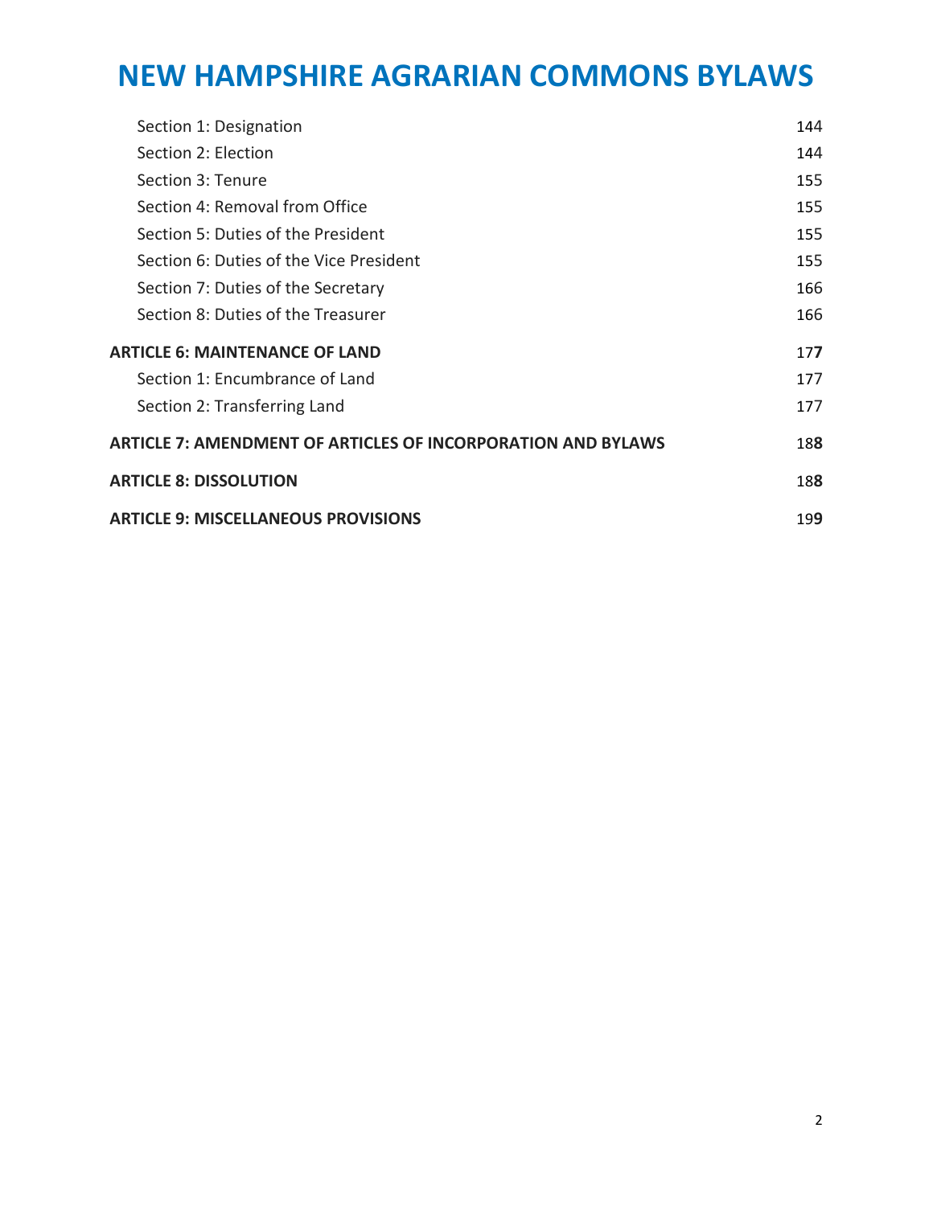# NEW HAMPSHIRE AGRARIAN COMMONS BYLAWS

| | |
|---|---|
| Section 1: Designation | 144 |
| Section 2: Election | 144 |
| Section 3: Tenure | 155 |
| Section 4: Removal from Office | 155 |
| Section 5: Duties of the President | 155 |
| Section 6: Duties of the Vice President | 155 |
| Section 7: Duties of the Secretary | 166 |
| Section 8: Duties of the Treasurer | 166 |
| **ARTICLE 6: MAINTENANCE OF LAND** | 17**7** |
| Section 1: Encumbrance of Land | 177 |
| Section 2: Transferring Land | 177 |
| **ARTICLE 7: AMENDMENT OF ARTICLES OF INCORPORATION AND BYLAWS** | 18**8** |
| **ARTICLE 8: DISSOLUTION** | 18**8** |
| **ARTICLE 9: MISCELLANEOUS PROVISIONS** | 19**9** |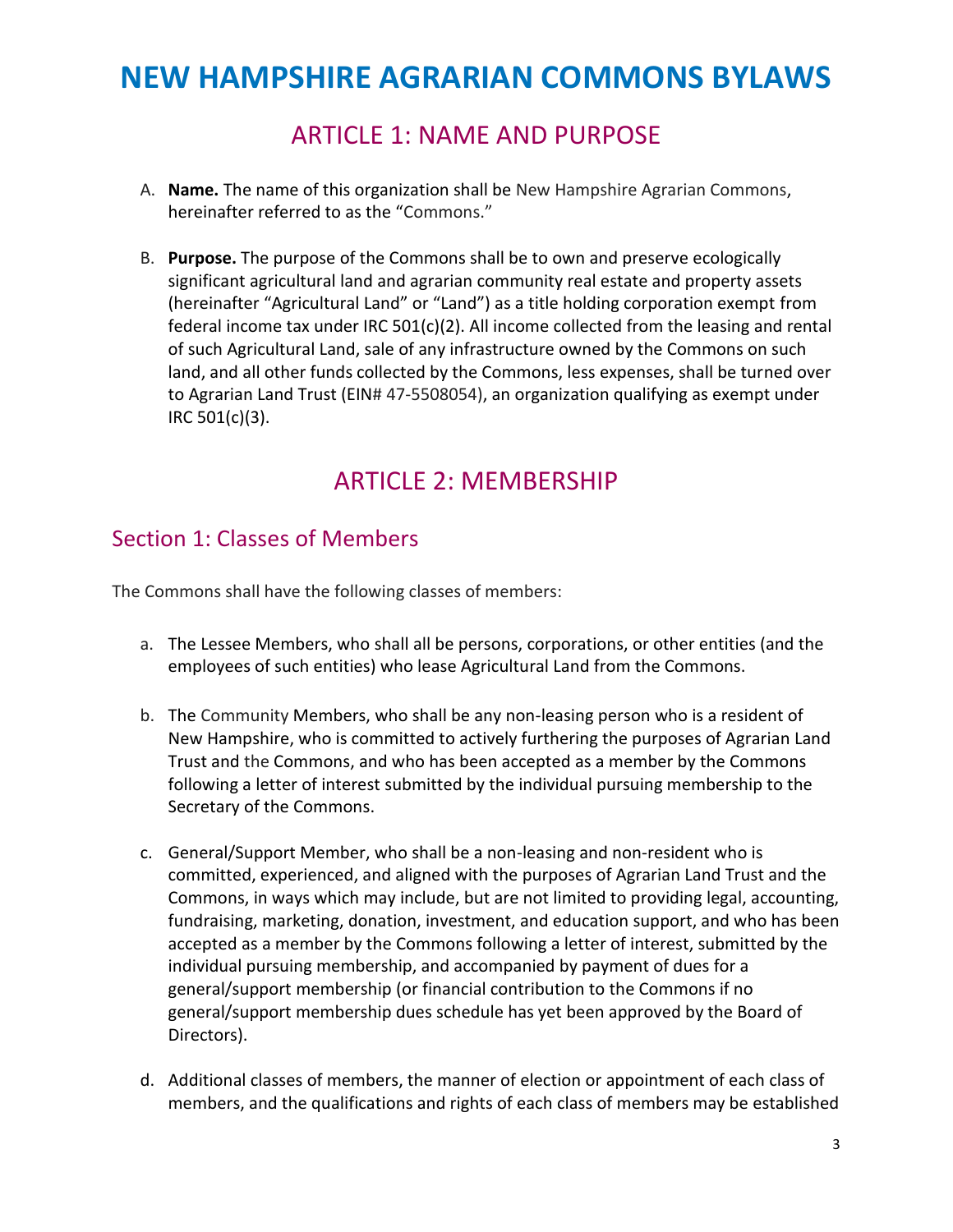# NEW HAMPSHIRE AGRARIAN COMMONS BYLAWS

## ARTICLE 1: NAME AND PURPOSE

A. **Name.** The name of this organization shall be New Hampshire Agrarian Commons, hereinafter referred to as the "Commons."

B. **Purpose.** The purpose of the Commons shall be to own and preserve ecologically significant agricultural land and agrarian community real estate and property assets (hereinafter "Agricultural Land" or "Land") as a title holding corporation exempt from federal income tax under IRC 501(c)(2). All income collected from the leasing and rental of such Agricultural Land, sale of any infrastructure owned by the Commons on such land, and all other funds collected by the Commons, less expenses, shall be turned over to Agrarian Land Trust (EIN# 47-5508054), an organization qualifying as exempt under IRC 501(c)(3).

## ARTICLE 2: MEMBERSHIP

### Section 1: Classes of Members

The Commons shall have the following classes of members:

a. The Lessee Members, who shall all be persons, corporations, or other entities (and the employees of such entities) who lease Agricultural Land from the Commons.

b. The Community Members, who shall be any non-leasing person who is a resident of New Hampshire, who is committed to actively furthering the purposes of Agrarian Land Trust and the Commons, and who has been accepted as a member by the Commons following a letter of interest submitted by the individual pursuing membership to the Secretary of the Commons.

c. General/Support Member, who shall be a non-leasing and non-resident who is committed, experienced, and aligned with the purposes of Agrarian Land Trust and the Commons, in ways which may include, but are not limited to providing legal, accounting, fundraising, marketing, donation, investment, and education support, and who has been accepted as a member by the Commons following a letter of interest, submitted by the individual pursuing membership, and accompanied by payment of dues for a general/support membership (or financial contribution to the Commons if no general/support membership dues schedule has yet been approved by the Board of Directors).

d. Additional classes of members, the manner of election or appointment of each class of members, and the qualifications and rights of each class of members may be established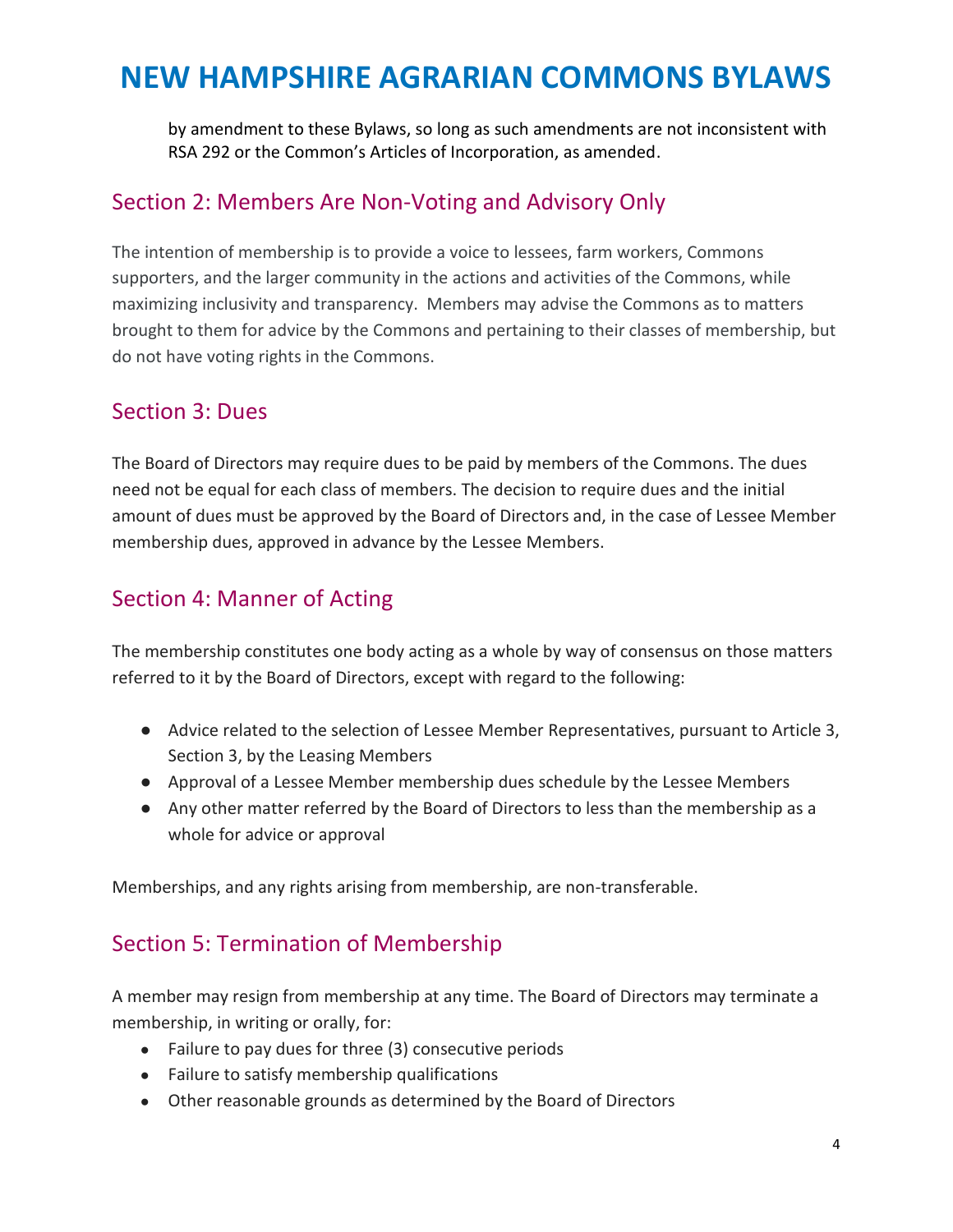by amendment to these Bylaws, so long as such amendments are not inconsistent with RSA 292 or the Common's Articles of Incorporation, as amended.

## Section 2: Members Are Non-Voting and Advisory Only

The intention of membership is to provide a voice to lessees, farm workers, Commons supporters, and the larger community in the actions and activities of the Commons, while maximizing inclusivity and transparency. Members may advise the Commons as to matters brought to them for advice by the Commons and pertaining to their classes of membership, but do not have voting rights in the Commons.

## Section 3: Dues

The Board of Directors may require dues to be paid by members of the Commons. The dues need not be equal for each class of members. The decision to require dues and the initial amount of dues must be approved by the Board of Directors and, in the case of Lessee Member membership dues, approved in advance by the Lessee Members.

## Section 4: Manner of Acting

The membership constitutes one body acting as a whole by way of consensus on those matters referred to it by the Board of Directors, except with regard to the following:

- Advice related to the selection of Lessee Member Representatives, pursuant to Article 3, Section 3, by the Leasing Members
- Approval of a Lessee Member membership dues schedule by the Lessee Members
- Any other matter referred by the Board of Directors to less than the membership as a whole for advice or approval

Memberships, and any rights arising from membership, are non-transferable.

## Section 5: Termination of Membership

A member may resign from membership at any time. The Board of Directors may terminate a membership, in writing or orally, for:

- Failure to pay dues for three (3) consecutive periods
- Failure to satisfy membership qualifications
- Other reasonable grounds as determined by the Board of Directors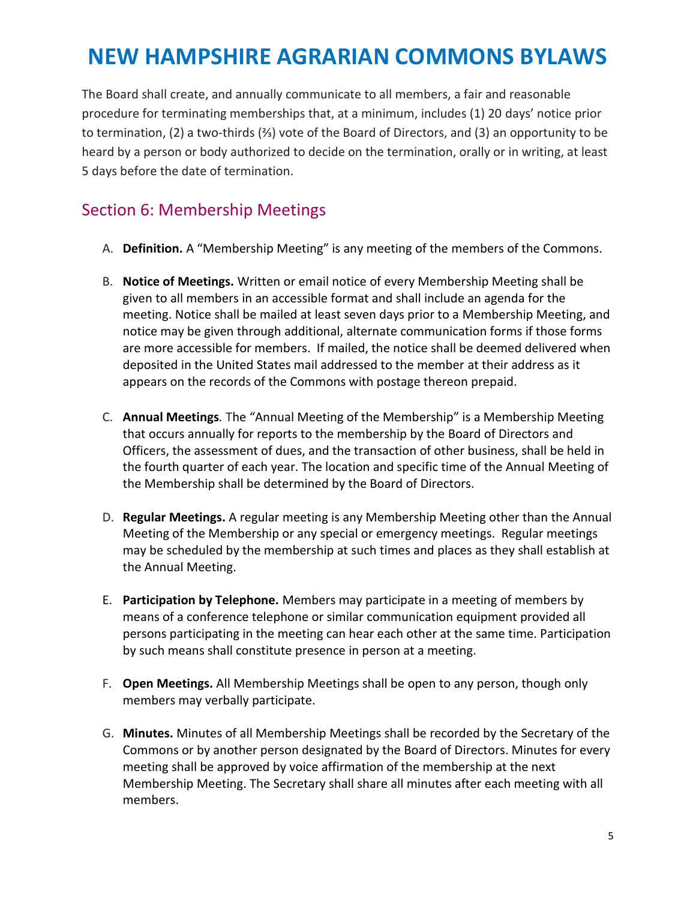The Board shall create, and annually communicate to all members, a fair and reasonable procedure for terminating memberships that, at a minimum, includes (1) 20 days' notice prior to termination, (2) a two-thirds (⅔) vote of the Board of Directors, and (3) an opportunity to be heard by a person or body authorized to decide on the termination, orally or in writing, at least 5 days before the date of termination.

## Section 6: Membership Meetings

A. **Definition.** A "Membership Meeting" is any meeting of the members of the Commons.

B. **Notice of Meetings.** Written or email notice of every Membership Meeting shall be given to all members in an accessible format and shall include an agenda for the meeting. Notice shall be mailed at least seven days prior to a Membership Meeting, and notice may be given through additional, alternate communication forms if those forms are more accessible for members. If mailed, the notice shall be deemed delivered when deposited in the United States mail addressed to the member at their address as it appears on the records of the Commons with postage thereon prepaid.

C. **Annual Meetings***.* The "Annual Meeting of the Membership" is a Membership Meeting that occurs annually for reports to the membership by the Board of Directors and Officers, the assessment of dues, and the transaction of other business, shall be held in the fourth quarter of each year. The location and specific time of the Annual Meeting of the Membership shall be determined by the Board of Directors.

D. **Regular Meetings.** A regular meeting is any Membership Meeting other than the Annual Meeting of the Membership or any special or emergency meetings. Regular meetings may be scheduled by the membership at such times and places as they shall establish at the Annual Meeting.

E. **Participation by Telephone.** Members may participate in a meeting of members by means of a conference telephone or similar communication equipment provided all persons participating in the meeting can hear each other at the same time. Participation by such means shall constitute presence in person at a meeting.

F. **Open Meetings.** All Membership Meetings shall be open to any person, though only members may verbally participate.

G. **Minutes.** Minutes of all Membership Meetings shall be recorded by the Secretary of the Commons or by another person designated by the Board of Directors. Minutes for every meeting shall be approved by voice affirmation of the membership at the next Membership Meeting. The Secretary shall share all minutes after each meeting with all members.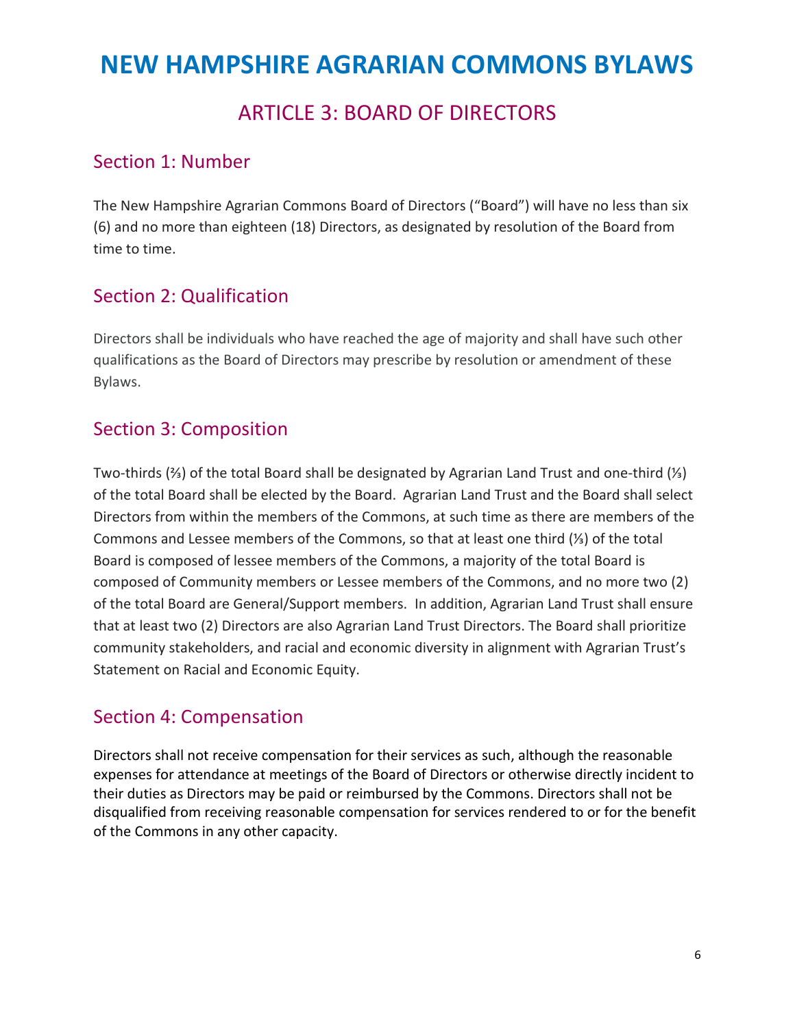# NEW HAMPSHIRE AGRARIAN COMMONS BYLAWS

## ARTICLE 3: BOARD OF DIRECTORS

### Section 1: Number

The New Hampshire Agrarian Commons Board of Directors ("Board") will have no less than six (6) and no more than eighteen (18) Directors, as designated by resolution of the Board from time to time.

### Section 2: Qualification

Directors shall be individuals who have reached the age of majority and shall have such other qualifications as the Board of Directors may prescribe by resolution or amendment of these Bylaws.

### Section 3: Composition

Two-thirds (⅔) of the total Board shall be designated by Agrarian Land Trust and one-third (⅓) of the total Board shall be elected by the Board. Agrarian Land Trust and the Board shall select Directors from within the members of the Commons, at such time as there are members of the Commons and Lessee members of the Commons, so that at least one third (⅓) of the total Board is composed of lessee members of the Commons, a majority of the total Board is composed of Community members or Lessee members of the Commons, and no more two (2) of the total Board are General/Support members. In addition, Agrarian Land Trust shall ensure that at least two (2) Directors are also Agrarian Land Trust Directors. The Board shall prioritize community stakeholders, and racial and economic diversity in alignment with Agrarian Trust's Statement on Racial and Economic Equity.

### Section 4: Compensation

Directors shall not receive compensation for their services as such, although the reasonable expenses for attendance at meetings of the Board of Directors or otherwise directly incident to their duties as Directors may be paid or reimbursed by the Commons. Directors shall not be disqualified from receiving reasonable compensation for services rendered to or for the benefit of the Commons in any other capacity.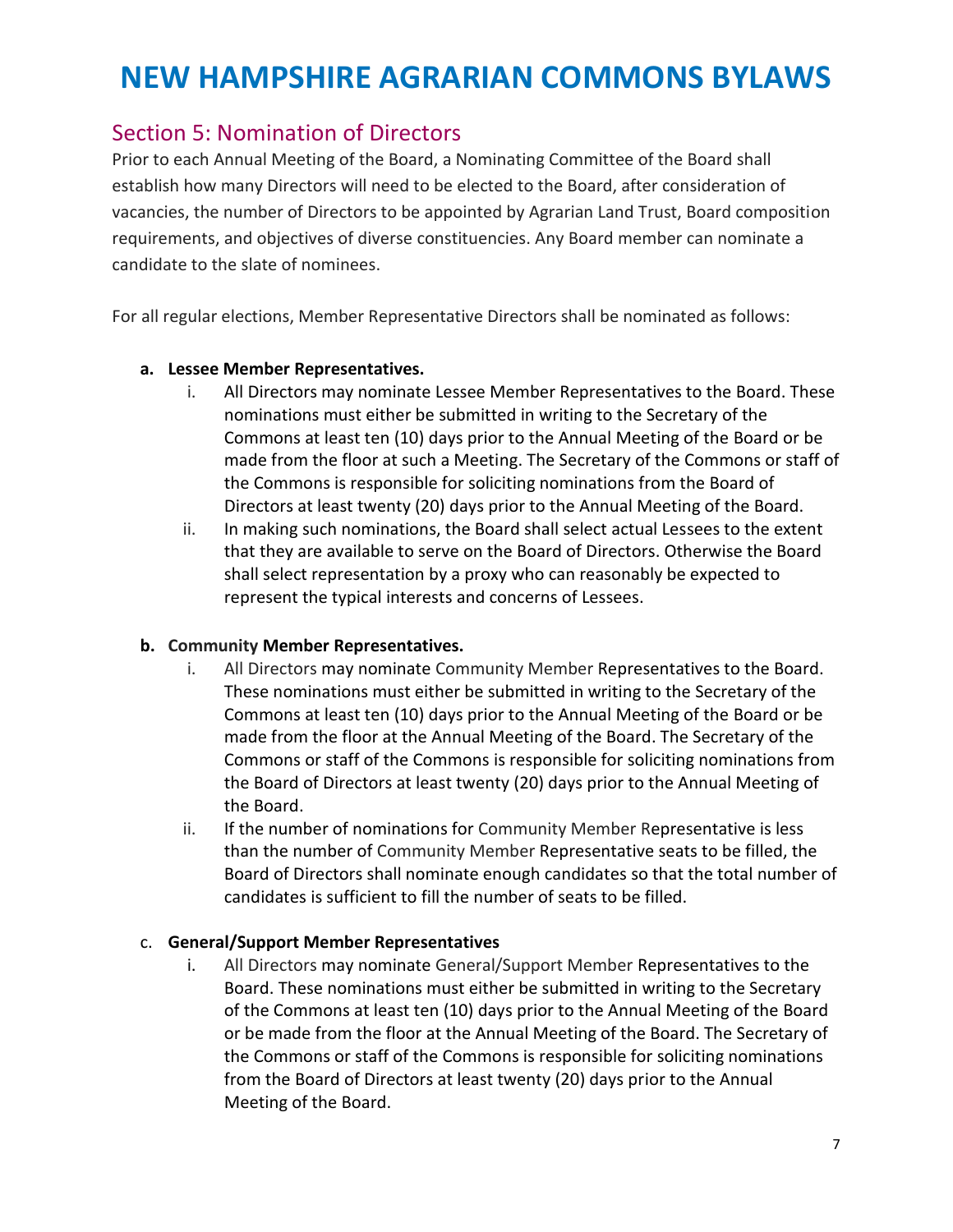# NEW HAMPSHIRE AGRARIAN COMMONS BYLAWS

## Section 5: Nomination of Directors

Prior to each Annual Meeting of the Board, a Nominating Committee of the Board shall establish how many Directors will need to be elected to the Board, after consideration of vacancies, the number of Directors to be appointed by Agrarian Land Trust, Board composition requirements, and objectives of diverse constituencies. Any Board member can nominate a candidate to the slate of nominees.

For all regular elections, Member Representative Directors shall be nominated as follows:

**a. Lessee Member Representatives.**

i. All Directors may nominate Lessee Member Representatives to the Board. These nominations must either be submitted in writing to the Secretary of the Commons at least ten (10) days prior to the Annual Meeting of the Board or be made from the floor at such a Meeting. The Secretary of the Commons or staff of the Commons is responsible for soliciting nominations from the Board of Directors at least twenty (20) days prior to the Annual Meeting of the Board.

ii. In making such nominations, the Board shall select actual Lessees to the extent that they are available to serve on the Board of Directors. Otherwise the Board shall select representation by a proxy who can reasonably be expected to represent the typical interests and concerns of Lessees.

**b. Community Member Representatives.**

i. All Directors may nominate Community Member Representatives to the Board. These nominations must either be submitted in writing to the Secretary of the Commons at least ten (10) days prior to the Annual Meeting of the Board or be made from the floor at the Annual Meeting of the Board. The Secretary of the Commons or staff of the Commons is responsible for soliciting nominations from the Board of Directors at least twenty (20) days prior to the Annual Meeting of the Board.

ii. If the number of nominations for Community Member Representative is less than the number of Community Member Representative seats to be filled, the Board of Directors shall nominate enough candidates so that the total number of candidates is sufficient to fill the number of seats to be filled.

c. **General/Support Member Representatives**

i. All Directors may nominate General/Support Member Representatives to the Board. These nominations must either be submitted in writing to the Secretary of the Commons at least ten (10) days prior to the Annual Meeting of the Board or be made from the floor at the Annual Meeting of the Board. The Secretary of the Commons or staff of the Commons is responsible for soliciting nominations from the Board of Directors at least twenty (20) days prior to the Annual Meeting of the Board.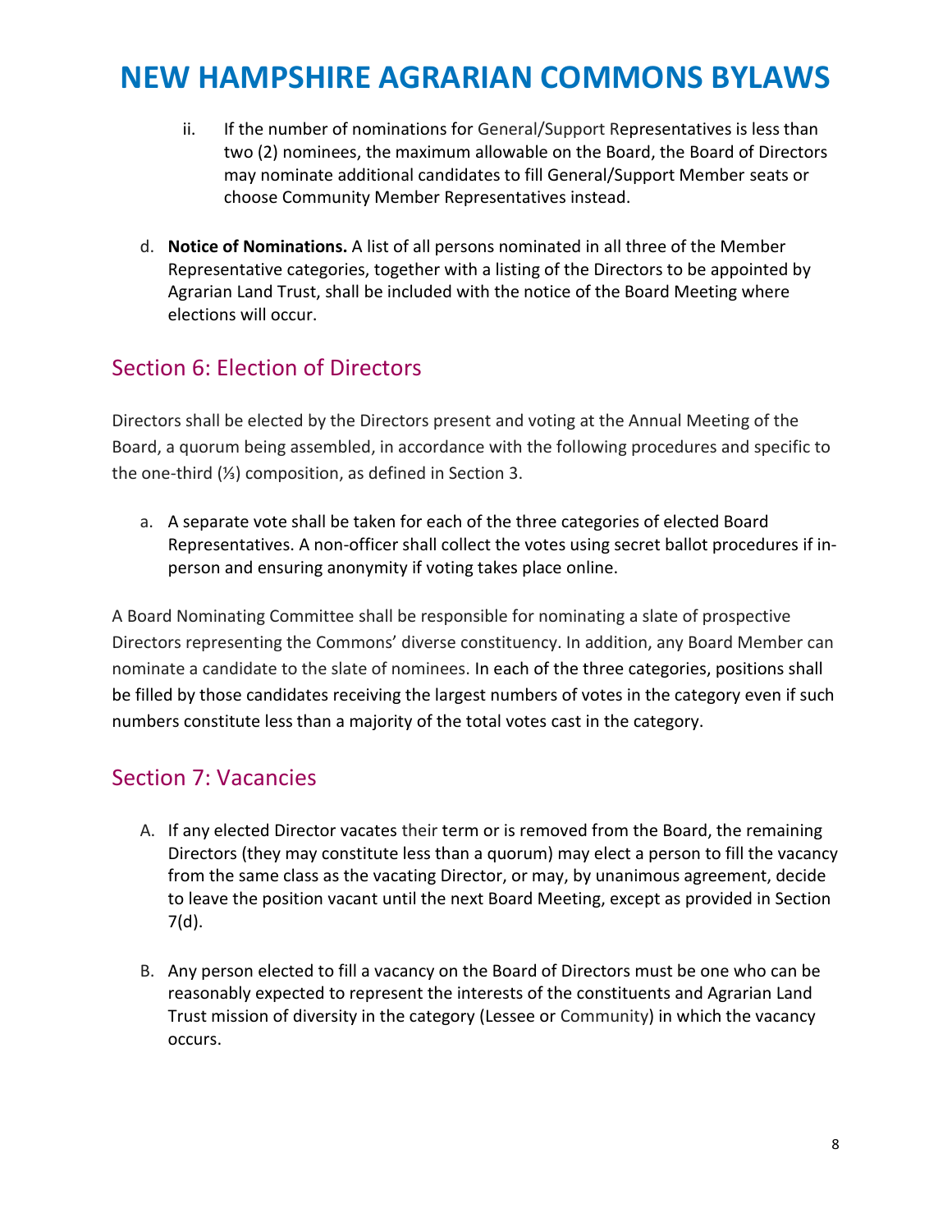ii. If the number of nominations for General/Support Representatives is less than two (2) nominees, the maximum allowable on the Board, the Board of Directors may nominate additional candidates to fill General/Support Member seats or choose Community Member Representatives instead.

d. **Notice of Nominations.** A list of all persons nominated in all three of the Member Representative categories, together with a listing of the Directors to be appointed by Agrarian Land Trust, shall be included with the notice of the Board Meeting where elections will occur.

## Section 6: Election of Directors

Directors shall be elected by the Directors present and voting at the Annual Meeting of the Board, a quorum being assembled, in accordance with the following procedures and specific to the one-third (⅓) composition, as defined in Section 3.

a. A separate vote shall be taken for each of the three categories of elected Board Representatives. A non-officer shall collect the votes using secret ballot procedures if in-person and ensuring anonymity if voting takes place online.

A Board Nominating Committee shall be responsible for nominating a slate of prospective Directors representing the Commons' diverse constituency. In addition, any Board Member can nominate a candidate to the slate of nominees. In each of the three categories, positions shall be filled by those candidates receiving the largest numbers of votes in the category even if such numbers constitute less than a majority of the total votes cast in the category.

## Section 7: Vacancies

A. If any elected Director vacates their term or is removed from the Board, the remaining Directors (they may constitute less than a quorum) may elect a person to fill the vacancy from the same class as the vacating Director, or may, by unanimous agreement, decide to leave the position vacant until the next Board Meeting, except as provided in Section 7(d).

B. Any person elected to fill a vacancy on the Board of Directors must be one who can be reasonably expected to represent the interests of the constituents and Agrarian Land Trust mission of diversity in the category (Lessee or Community) in which the vacancy occurs.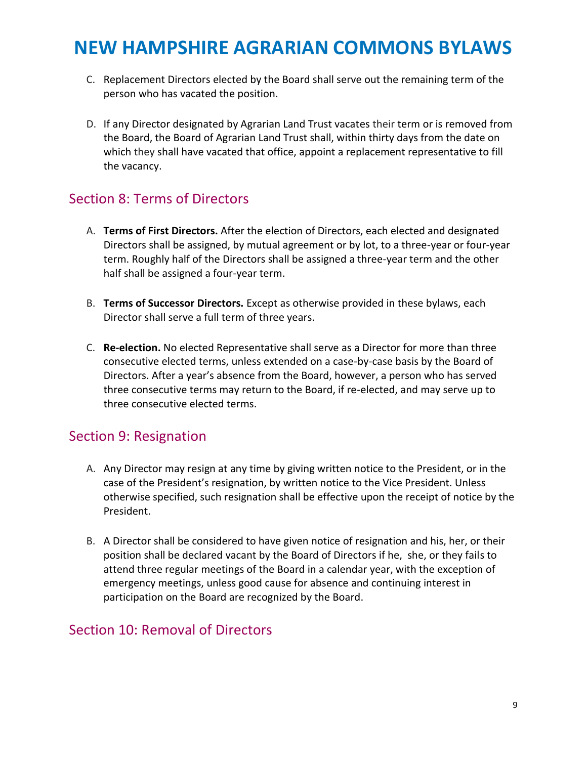C. Replacement Directors elected by the Board shall serve out the remaining term of the person who has vacated the position.

D. If any Director designated by Agrarian Land Trust vacates their term or is removed from the Board, the Board of Agrarian Land Trust shall, within thirty days from the date on which they shall have vacated that office, appoint a replacement representative to fill the vacancy.

## Section 8: Terms of Directors

A. **Terms of First Directors.** After the election of Directors, each elected and designated Directors shall be assigned, by mutual agreement or by lot, to a three-year or four-year term. Roughly half of the Directors shall be assigned a three-year term and the other half shall be assigned a four-year term.

B. **Terms of Successor Directors.** Except as otherwise provided in these bylaws, each Director shall serve a full term of three years.

C. **Re-election.** No elected Representative shall serve as a Director for more than three consecutive elected terms, unless extended on a case-by-case basis by the Board of Directors. After a year's absence from the Board, however, a person who has served three consecutive terms may return to the Board, if re-elected, and may serve up to three consecutive elected terms.

## Section 9: Resignation

A. Any Director may resign at any time by giving written notice to the President, or in the case of the President's resignation, by written notice to the Vice President. Unless otherwise specified, such resignation shall be effective upon the receipt of notice by the President.

B. A Director shall be considered to have given notice of resignation and his, her, or their position shall be declared vacant by the Board of Directors if he, she, or they fails to attend three regular meetings of the Board in a calendar year, with the exception of emergency meetings, unless good cause for absence and continuing interest in participation on the Board are recognized by the Board.

## Section 10: Removal of Directors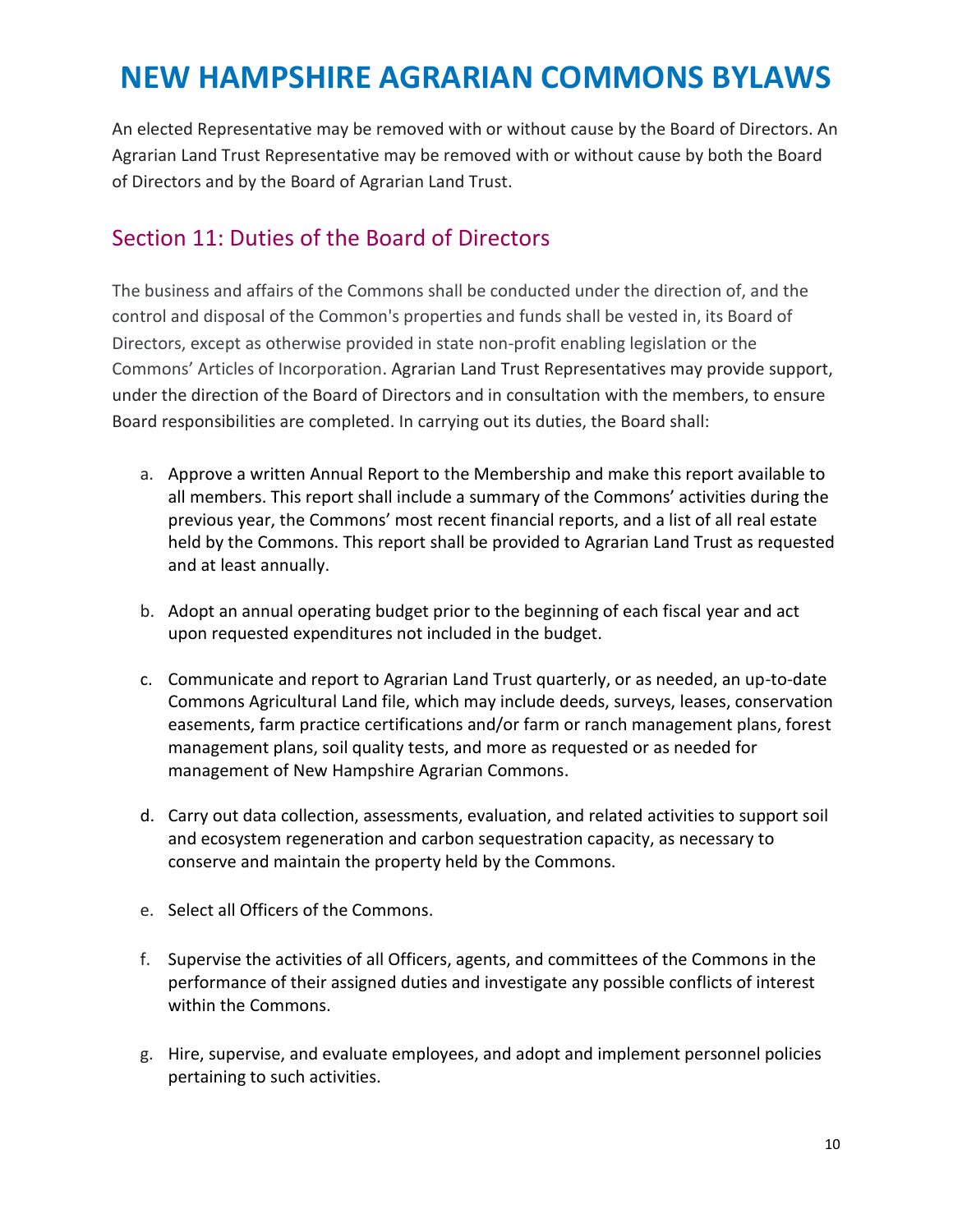An elected Representative may be removed with or without cause by the Board of Directors. An Agrarian Land Trust Representative may be removed with or without cause by both the Board of Directors and by the Board of Agrarian Land Trust.

## Section 11: Duties of the Board of Directors

The business and affairs of the Commons shall be conducted under the direction of, and the control and disposal of the Common's properties and funds shall be vested in, its Board of Directors, except as otherwise provided in state non-profit enabling legislation or the Commons' Articles of Incorporation. Agrarian Land Trust Representatives may provide support, under the direction of the Board of Directors and in consultation with the members, to ensure Board responsibilities are completed. In carrying out its duties, the Board shall:

a. Approve a written Annual Report to the Membership and make this report available to all members. This report shall include a summary of the Commons' activities during the previous year, the Commons' most recent financial reports, and a list of all real estate held by the Commons. This report shall be provided to Agrarian Land Trust as requested and at least annually.

b. Adopt an annual operating budget prior to the beginning of each fiscal year and act upon requested expenditures not included in the budget.

c. Communicate and report to Agrarian Land Trust quarterly, or as needed, an up-to-date Commons Agricultural Land file, which may include deeds, surveys, leases, conservation easements, farm practice certifications and/or farm or ranch management plans, forest management plans, soil quality tests, and more as requested or as needed for management of New Hampshire Agrarian Commons.

d. Carry out data collection, assessments, evaluation, and related activities to support soil and ecosystem regeneration and carbon sequestration capacity, as necessary to conserve and maintain the property held by the Commons.

e. Select all Officers of the Commons.

f. Supervise the activities of all Officers, agents, and committees of the Commons in the performance of their assigned duties and investigate any possible conflicts of interest within the Commons.

g. Hire, supervise, and evaluate employees, and adopt and implement personnel policies pertaining to such activities.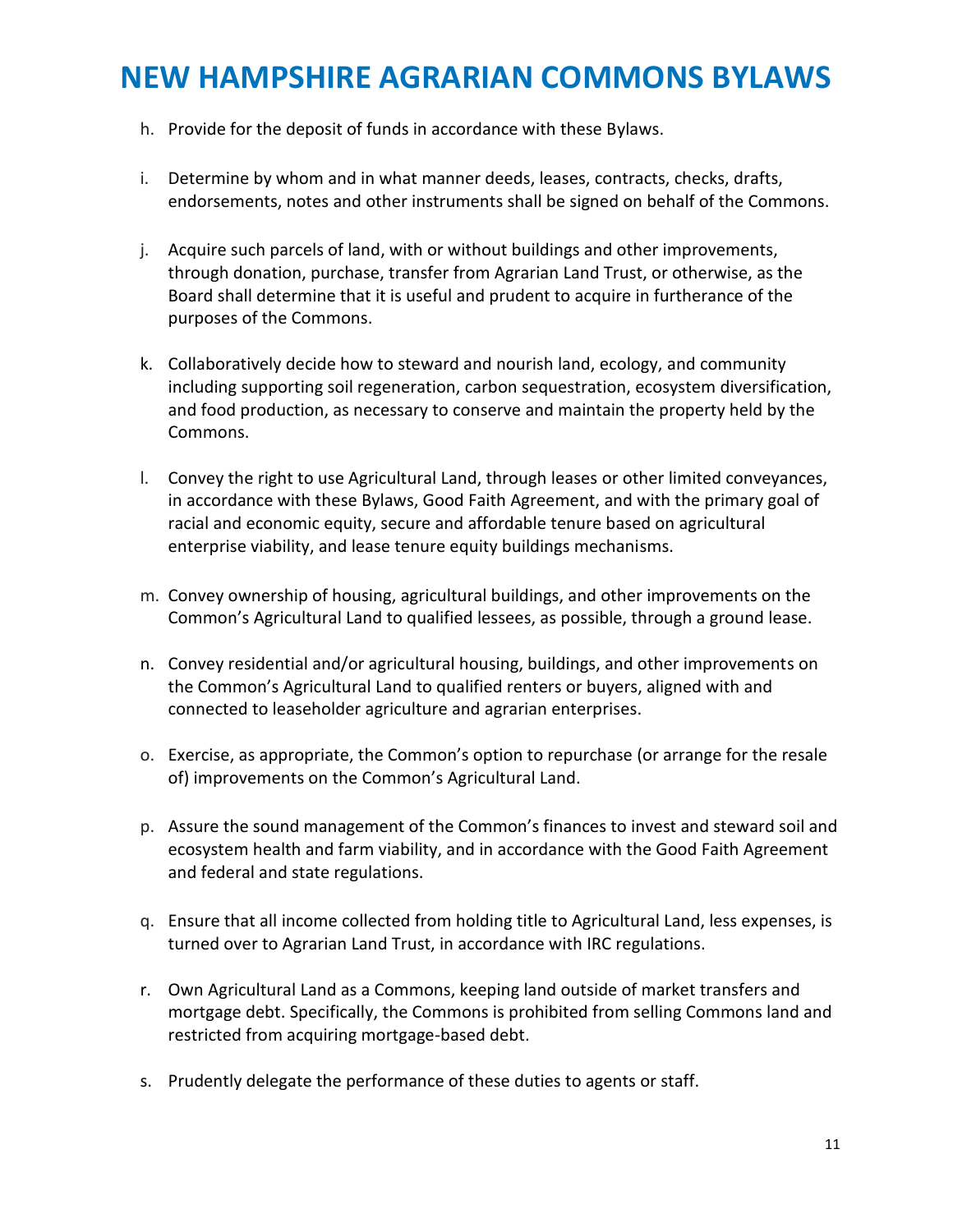h. Provide for the deposit of funds in accordance with these Bylaws.

i. Determine by whom and in what manner deeds, leases, contracts, checks, drafts, endorsements, notes and other instruments shall be signed on behalf of the Commons.

j. Acquire such parcels of land, with or without buildings and other improvements, through donation, purchase, transfer from Agrarian Land Trust, or otherwise, as the Board shall determine that it is useful and prudent to acquire in furtherance of the purposes of the Commons.

k. Collaboratively decide how to steward and nourish land, ecology, and community including supporting soil regeneration, carbon sequestration, ecosystem diversification, and food production, as necessary to conserve and maintain the property held by the Commons.

l. Convey the right to use Agricultural Land, through leases or other limited conveyances, in accordance with these Bylaws, Good Faith Agreement, and with the primary goal of racial and economic equity, secure and affordable tenure based on agricultural enterprise viability, and lease tenure equity buildings mechanisms.

m. Convey ownership of housing, agricultural buildings, and other improvements on the Common's Agricultural Land to qualified lessees, as possible, through a ground lease.

n. Convey residential and/or agricultural housing, buildings, and other improvements on the Common's Agricultural Land to qualified renters or buyers, aligned with and connected to leaseholder agriculture and agrarian enterprises.

o. Exercise, as appropriate, the Common's option to repurchase (or arrange for the resale of) improvements on the Common's Agricultural Land.

p. Assure the sound management of the Common's finances to invest and steward soil and ecosystem health and farm viability, and in accordance with the Good Faith Agreement and federal and state regulations.

q. Ensure that all income collected from holding title to Agricultural Land, less expenses, is turned over to Agrarian Land Trust, in accordance with IRC regulations.

r. Own Agricultural Land as a Commons, keeping land outside of market transfers and mortgage debt. Specifically, the Commons is prohibited from selling Commons land and restricted from acquiring mortgage-based debt.

s. Prudently delegate the performance of these duties to agents or staff.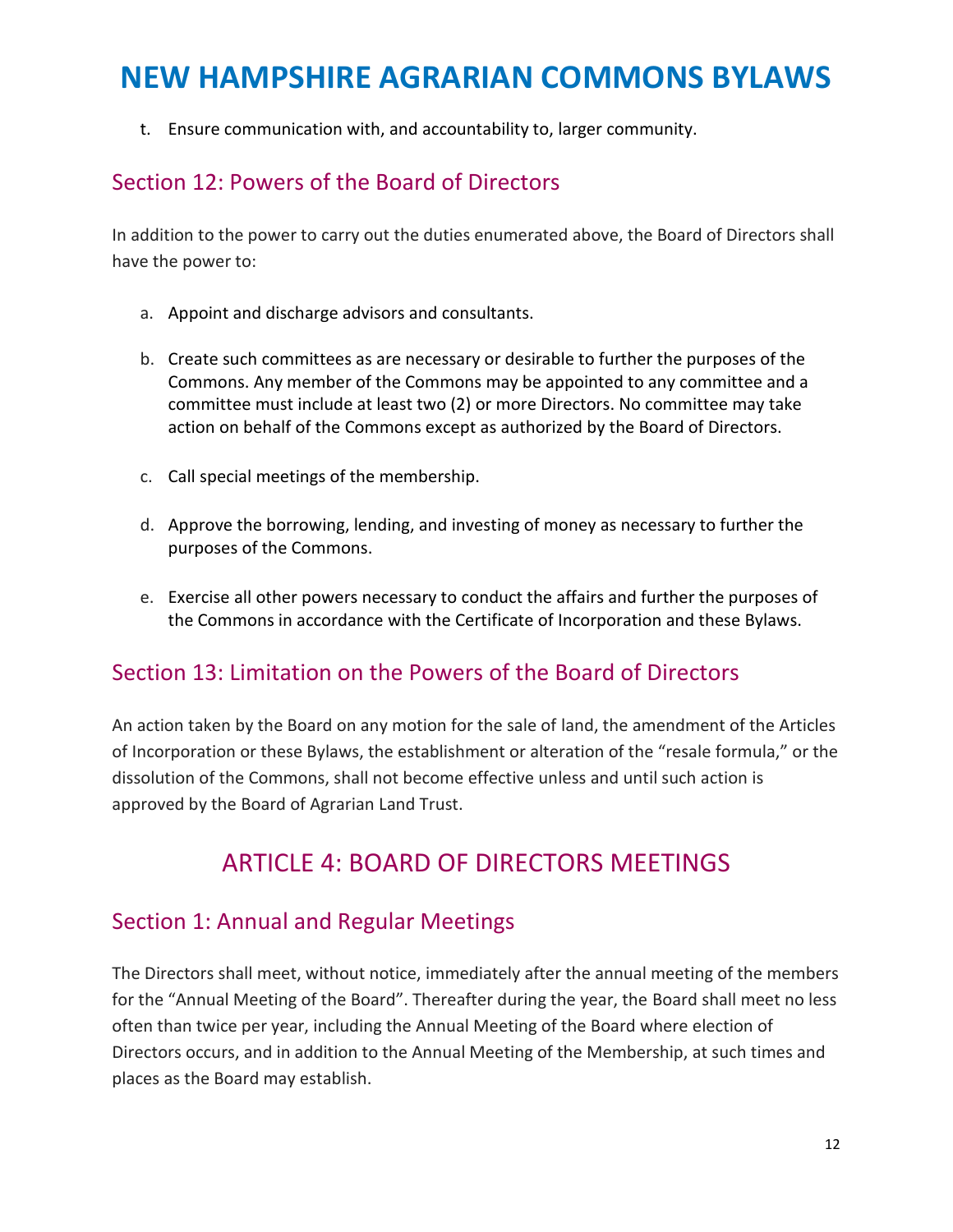t. Ensure communication with, and accountability to, larger community.

## Section 12: Powers of the Board of Directors

In addition to the power to carry out the duties enumerated above, the Board of Directors shall have the power to:

a. Appoint and discharge advisors and consultants.

b. Create such committees as are necessary or desirable to further the purposes of the Commons. Any member of the Commons may be appointed to any committee and a committee must include at least two (2) or more Directors. No committee may take action on behalf of the Commons except as authorized by the Board of Directors.

c. Call special meetings of the membership.

d. Approve the borrowing, lending, and investing of money as necessary to further the purposes of the Commons.

e. Exercise all other powers necessary to conduct the affairs and further the purposes of the Commons in accordance with the Certificate of Incorporation and these Bylaws.

## Section 13: Limitation on the Powers of the Board of Directors

An action taken by the Board on any motion for the sale of land, the amendment of the Articles of Incorporation or these Bylaws, the establishment or alteration of the "resale formula," or the dissolution of the Commons, shall not become effective unless and until such action is approved by the Board of Agrarian Land Trust.

# ARTICLE 4: BOARD OF DIRECTORS MEETINGS

## Section 1: Annual and Regular Meetings

The Directors shall meet, without notice, immediately after the annual meeting of the members for the "Annual Meeting of the Board". Thereafter during the year, the Board shall meet no less often than twice per year, including the Annual Meeting of the Board where election of Directors occurs, and in addition to the Annual Meeting of the Membership, at such times and places as the Board may establish.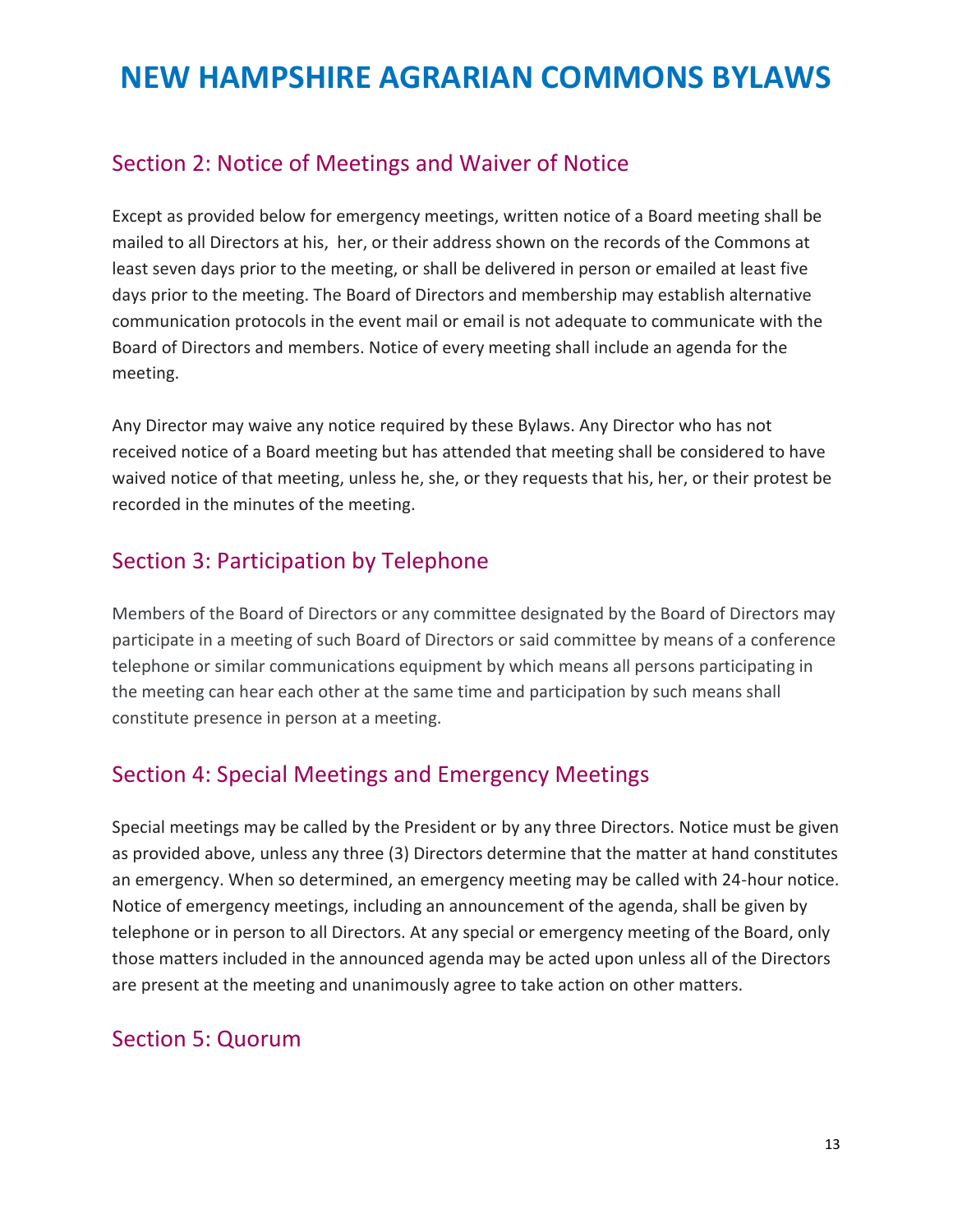# NEW HAMPSHIRE AGRARIAN COMMONS BYLAWS

## Section 2: Notice of Meetings and Waiver of Notice

Except as provided below for emergency meetings, written notice of a Board meeting shall be mailed to all Directors at his, her, or their address shown on the records of the Commons at least seven days prior to the meeting, or shall be delivered in person or emailed at least five days prior to the meeting. The Board of Directors and membership may establish alternative communication protocols in the event mail or email is not adequate to communicate with the Board of Directors and members. Notice of every meeting shall include an agenda for the meeting.

Any Director may waive any notice required by these Bylaws. Any Director who has not received notice of a Board meeting but has attended that meeting shall be considered to have waived notice of that meeting, unless he, she, or they requests that his, her, or their protest be recorded in the minutes of the meeting.

## Section 3: Participation by Telephone

Members of the Board of Directors or any committee designated by the Board of Directors may participate in a meeting of such Board of Directors or said committee by means of a conference telephone or similar communications equipment by which means all persons participating in the meeting can hear each other at the same time and participation by such means shall constitute presence in person at a meeting.

## Section 4: Special Meetings and Emergency Meetings

Special meetings may be called by the President or by any three Directors. Notice must be given as provided above, unless any three (3) Directors determine that the matter at hand constitutes an emergency. When so determined, an emergency meeting may be called with 24-hour notice. Notice of emergency meetings, including an announcement of the agenda, shall be given by telephone or in person to all Directors. At any special or emergency meeting of the Board, only those matters included in the announced agenda may be acted upon unless all of the Directors are present at the meeting and unanimously agree to take action on other matters.

## Section 5: Quorum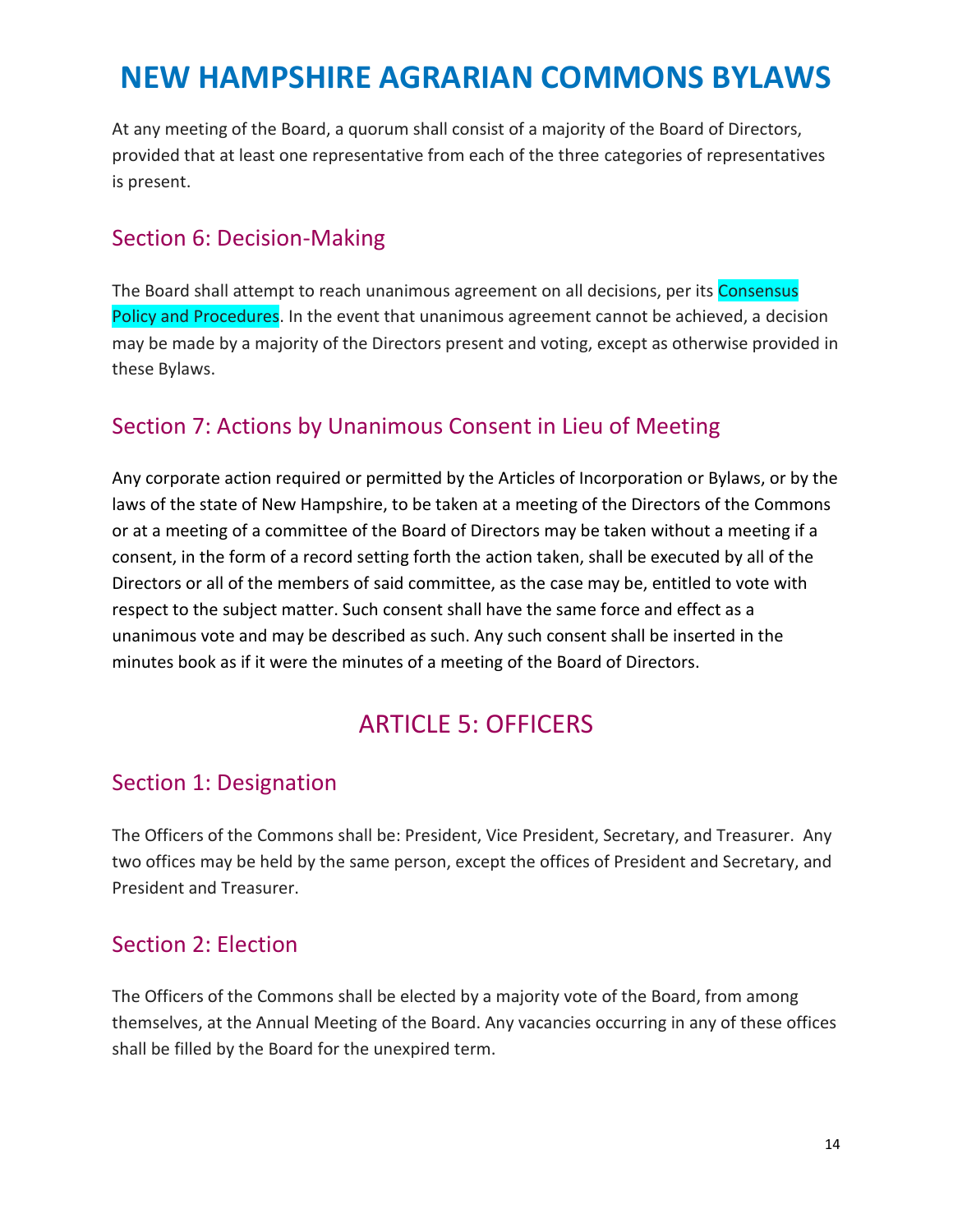At any meeting of the Board, a quorum shall consist of a majority of the Board of Directors, provided that at least one representative from each of the three categories of representatives is present.

### Section 6: Decision-Making

The Board shall attempt to reach unanimous agreement on all decisions, per its Consensus Policy and Procedures. In the event that unanimous agreement cannot be achieved, a decision may be made by a majority of the Directors present and voting, except as otherwise provided in these Bylaws.

### Section 7: Actions by Unanimous Consent in Lieu of Meeting

Any corporate action required or permitted by the Articles of Incorporation or Bylaws, or by the laws of the state of New Hampshire, to be taken at a meeting of the Directors of the Commons or at a meeting of a committee of the Board of Directors may be taken without a meeting if a consent, in the form of a record setting forth the action taken, shall be executed by all of the Directors or all of the members of said committee, as the case may be, entitled to vote with respect to the subject matter. Such consent shall have the same force and effect as a unanimous vote and may be described as such. Any such consent shall be inserted in the minutes book as if it were the minutes of a meeting of the Board of Directors.

## ARTICLE 5: OFFICERS

### Section 1: Designation

The Officers of the Commons shall be: President, Vice President, Secretary, and Treasurer. Any two offices may be held by the same person, except the offices of President and Secretary, and President and Treasurer.

### Section 2: Election

The Officers of the Commons shall be elected by a majority vote of the Board, from among themselves, at the Annual Meeting of the Board. Any vacancies occurring in any of these offices shall be filled by the Board for the unexpired term.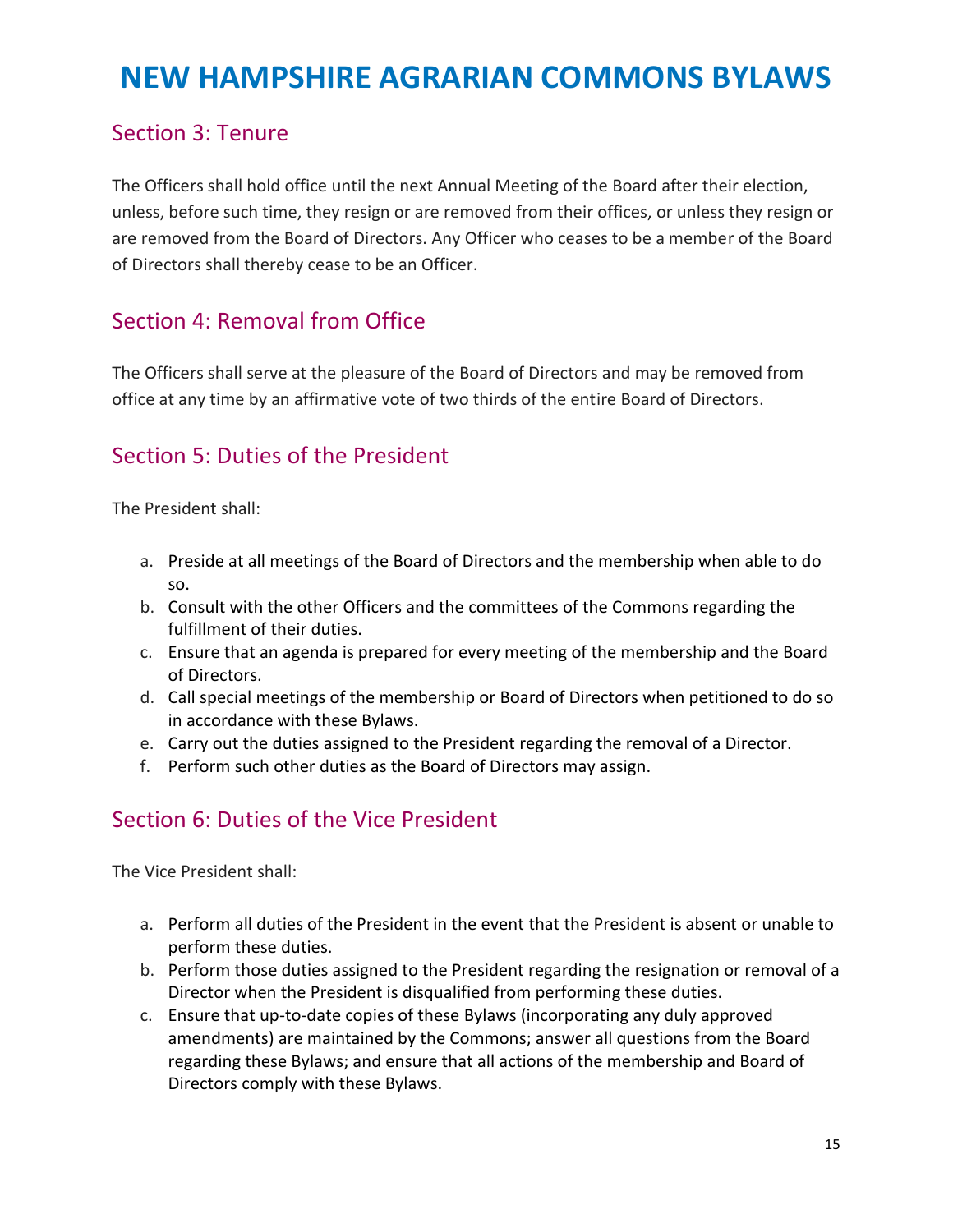# NEW HAMPSHIRE AGRARIAN COMMONS BYLAWS

## Section 3: Tenure

The Officers shall hold office until the next Annual Meeting of the Board after their election, unless, before such time, they resign or are removed from their offices, or unless they resign or are removed from the Board of Directors. Any Officer who ceases to be a member of the Board of Directors shall thereby cease to be an Officer.

## Section 4: Removal from Office

The Officers shall serve at the pleasure of the Board of Directors and may be removed from office at any time by an affirmative vote of two thirds of the entire Board of Directors.

## Section 5: Duties of the President

The President shall:

a. Preside at all meetings of the Board of Directors and the membership when able to do so.
b. Consult with the other Officers and the committees of the Commons regarding the fulfillment of their duties.
c. Ensure that an agenda is prepared for every meeting of the membership and the Board of Directors.
d. Call special meetings of the membership or Board of Directors when petitioned to do so in accordance with these Bylaws.
e. Carry out the duties assigned to the President regarding the removal of a Director.
f. Perform such other duties as the Board of Directors may assign.

## Section 6: Duties of the Vice President

The Vice President shall:

a. Perform all duties of the President in the event that the President is absent or unable to perform these duties.
b. Perform those duties assigned to the President regarding the resignation or removal of a Director when the President is disqualified from performing these duties.
c. Ensure that up-to-date copies of these Bylaws (incorporating any duly approved amendments) are maintained by the Commons; answer all questions from the Board regarding these Bylaws; and ensure that all actions of the membership and Board of Directors comply with these Bylaws.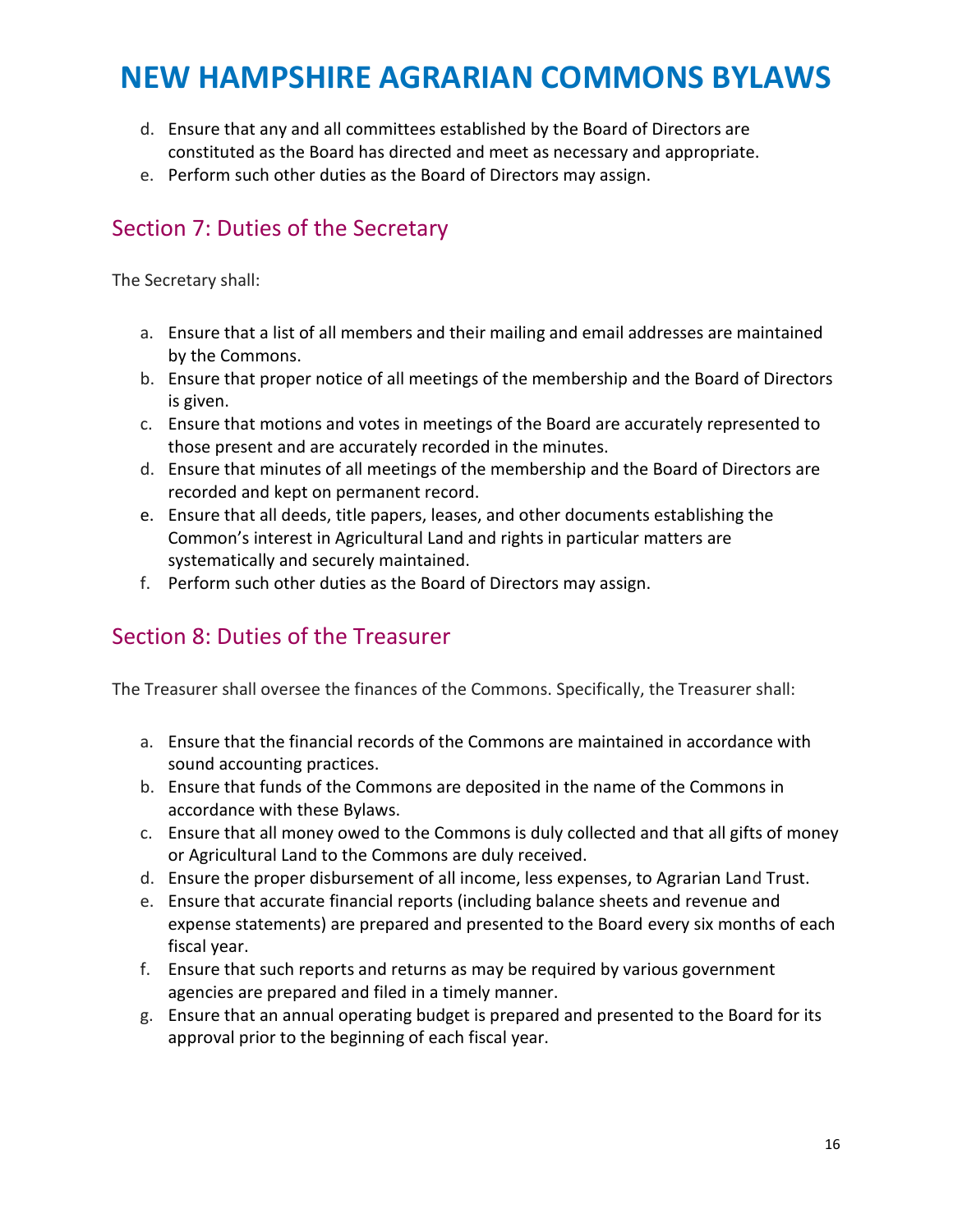d. Ensure that any and all committees established by the Board of Directors are constituted as the Board has directed and meet as necessary and appropriate.
e. Perform such other duties as the Board of Directors may assign.

## Section 7: Duties of the Secretary

The Secretary shall:

a. Ensure that a list of all members and their mailing and email addresses are maintained by the Commons.
b. Ensure that proper notice of all meetings of the membership and the Board of Directors is given.
c. Ensure that motions and votes in meetings of the Board are accurately represented to those present and are accurately recorded in the minutes.
d. Ensure that minutes of all meetings of the membership and the Board of Directors are recorded and kept on permanent record.
e. Ensure that all deeds, title papers, leases, and other documents establishing the Common's interest in Agricultural Land and rights in particular matters are systematically and securely maintained.
f. Perform such other duties as the Board of Directors may assign.

## Section 8: Duties of the Treasurer

The Treasurer shall oversee the finances of the Commons. Specifically, the Treasurer shall:

a. Ensure that the financial records of the Commons are maintained in accordance with sound accounting practices.
b. Ensure that funds of the Commons are deposited in the name of the Commons in accordance with these Bylaws.
c. Ensure that all money owed to the Commons is duly collected and that all gifts of money or Agricultural Land to the Commons are duly received.
d. Ensure the proper disbursement of all income, less expenses, to Agrarian Land Trust.
e. Ensure that accurate financial reports (including balance sheets and revenue and expense statements) are prepared and presented to the Board every six months of each fiscal year.
f. Ensure that such reports and returns as may be required by various government agencies are prepared and filed in a timely manner.
g. Ensure that an annual operating budget is prepared and presented to the Board for its approval prior to the beginning of each fiscal year.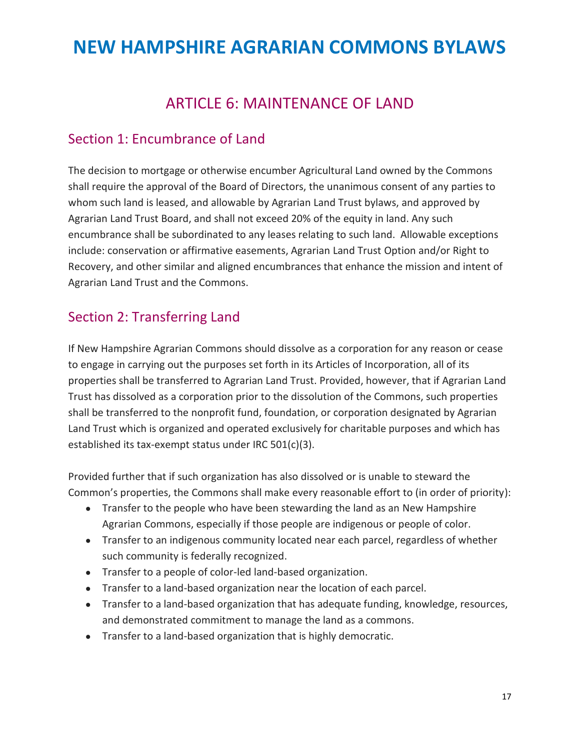# NEW HAMPSHIRE AGRARIAN COMMONS BYLAWS

## ARTICLE 6: MAINTENANCE OF LAND

### Section 1: Encumbrance of Land

The decision to mortgage or otherwise encumber Agricultural Land owned by the Commons shall require the approval of the Board of Directors, the unanimous consent of any parties to whom such land is leased, and allowable by Agrarian Land Trust bylaws, and approved by Agrarian Land Trust Board, and shall not exceed 20% of the equity in land. Any such encumbrance shall be subordinated to any leases relating to such land. Allowable exceptions include: conservation or affirmative easements, Agrarian Land Trust Option and/or Right to Recovery, and other similar and aligned encumbrances that enhance the mission and intent of Agrarian Land Trust and the Commons.

### Section 2: Transferring Land

If New Hampshire Agrarian Commons should dissolve as a corporation for any reason or cease to engage in carrying out the purposes set forth in its Articles of Incorporation, all of its properties shall be transferred to Agrarian Land Trust. Provided, however, that if Agrarian Land Trust has dissolved as a corporation prior to the dissolution of the Commons, such properties shall be transferred to the nonprofit fund, foundation, or corporation designated by Agrarian Land Trust which is organized and operated exclusively for charitable purposes and which has established its tax-exempt status under IRC 501(c)(3).

Provided further that if such organization has also dissolved or is unable to steward the Common's properties, the Commons shall make every reasonable effort to (in order of priority):

- Transfer to the people who have been stewarding the land as an New Hampshire Agrarian Commons, especially if those people are indigenous or people of color.
- Transfer to an indigenous community located near each parcel, regardless of whether such community is federally recognized.
- Transfer to a people of color-led land-based organization.
- Transfer to a land-based organization near the location of each parcel.
- Transfer to a land-based organization that has adequate funding, knowledge, resources, and demonstrated commitment to manage the land as a commons.
- Transfer to a land-based organization that is highly democratic.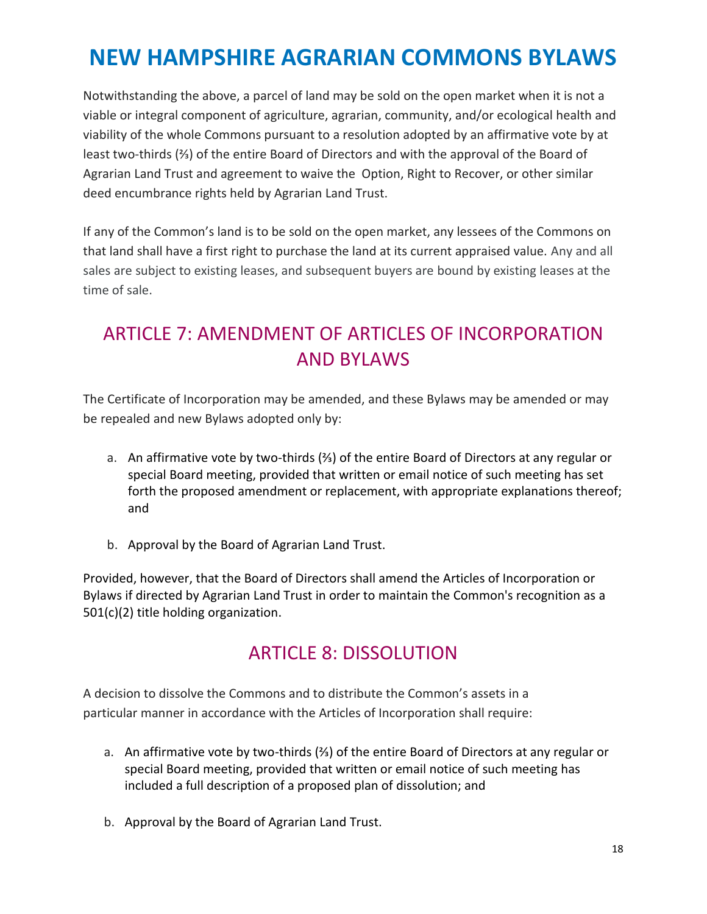Notwithstanding the above, a parcel of land may be sold on the open market when it is not a viable or integral component of agriculture, agrarian, community, and/or ecological health and viability of the whole Commons pursuant to a resolution adopted by an affirmative vote by at least two-thirds (⅔) of the entire Board of Directors and with the approval of the Board of Agrarian Land Trust and agreement to waive the Option, Right to Recover, or other similar deed encumbrance rights held by Agrarian Land Trust.

If any of the Common's land is to be sold on the open market, any lessees of the Commons on that land shall have a first right to purchase the land at its current appraised value. Any and all sales are subject to existing leases, and subsequent buyers are bound by existing leases at the time of sale.

## ARTICLE 7: AMENDMENT OF ARTICLES OF INCORPORATION AND BYLAWS

The Certificate of Incorporation may be amended, and these Bylaws may be amended or may be repealed and new Bylaws adopted only by:

a. An affirmative vote by two-thirds (⅔) of the entire Board of Directors at any regular or special Board meeting, provided that written or email notice of such meeting has set forth the proposed amendment or replacement, with appropriate explanations thereof; and

b. Approval by the Board of Agrarian Land Trust.

Provided, however, that the Board of Directors shall amend the Articles of Incorporation or Bylaws if directed by Agrarian Land Trust in order to maintain the Common's recognition as a 501(c)(2) title holding organization.

## ARTICLE 8: DISSOLUTION

A decision to dissolve the Commons and to distribute the Common's assets in a particular manner in accordance with the Articles of Incorporation shall require:

a. An affirmative vote by two-thirds (⅔) of the entire Board of Directors at any regular or special Board meeting, provided that written or email notice of such meeting has included a full description of a proposed plan of dissolution; and

b. Approval by the Board of Agrarian Land Trust.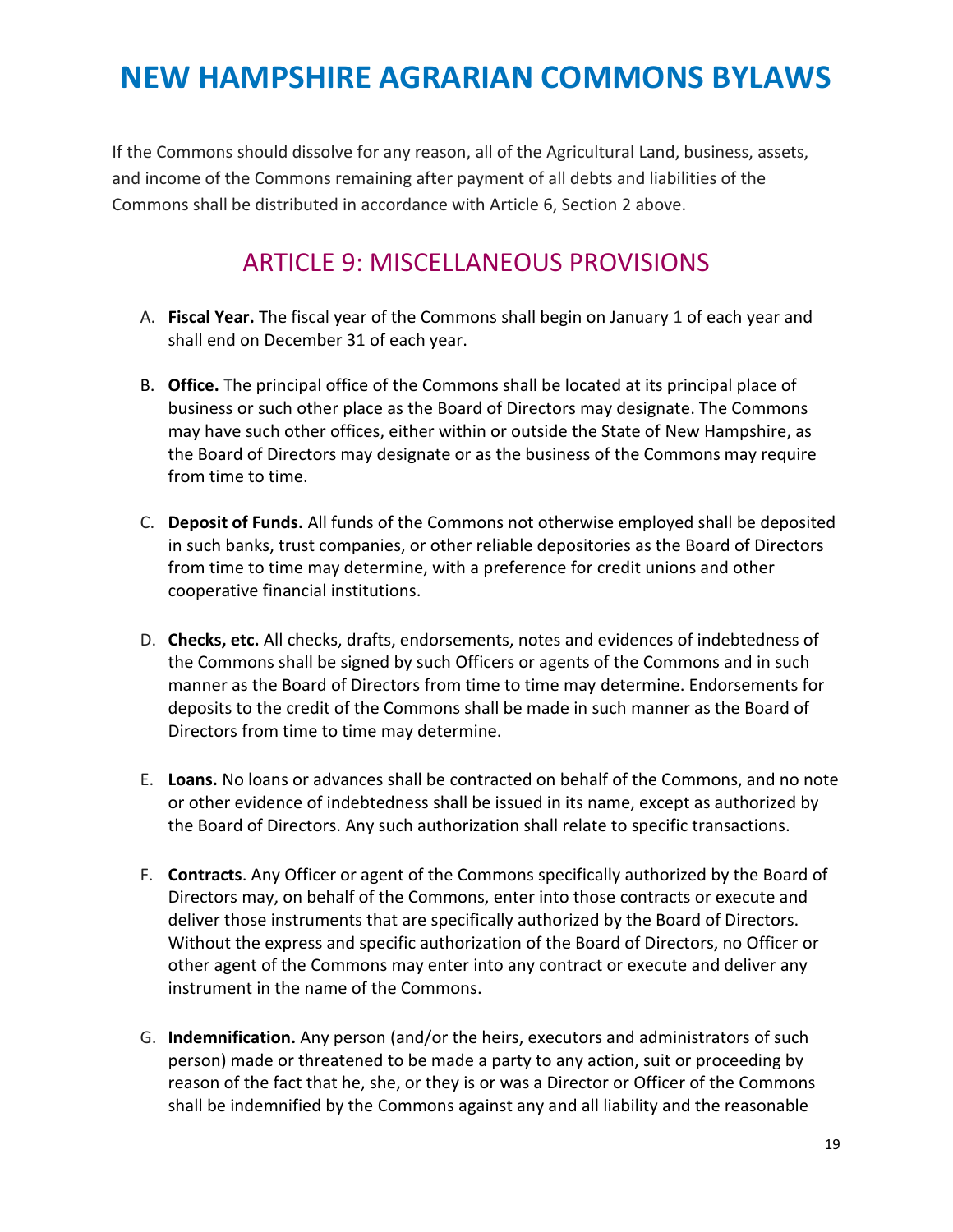If the Commons should dissolve for any reason, all of the Agricultural Land, business, assets, and income of the Commons remaining after payment of all debts and liabilities of the Commons shall be distributed in accordance with Article 6, Section 2 above.

## ARTICLE 9: MISCELLANEOUS PROVISIONS

A. **Fiscal Year.** The fiscal year of the Commons shall begin on January 1 of each year and shall end on December 31 of each year.

B. **Office.** The principal office of the Commons shall be located at its principal place of business or such other place as the Board of Directors may designate. The Commons may have such other offices, either within or outside the State of New Hampshire, as the Board of Directors may designate or as the business of the Commons may require from time to time.

C. **Deposit of Funds.** All funds of the Commons not otherwise employed shall be deposited in such banks, trust companies, or other reliable depositories as the Board of Directors from time to time may determine, with a preference for credit unions and other cooperative financial institutions.

D. **Checks, etc.** All checks, drafts, endorsements, notes and evidences of indebtedness of the Commons shall be signed by such Officers or agents of the Commons and in such manner as the Board of Directors from time to time may determine. Endorsements for deposits to the credit of the Commons shall be made in such manner as the Board of Directors from time to time may determine.

E. **Loans.** No loans or advances shall be contracted on behalf of the Commons, and no note or other evidence of indebtedness shall be issued in its name, except as authorized by the Board of Directors. Any such authorization shall relate to specific transactions.

F. **Contracts**. Any Officer or agent of the Commons specifically authorized by the Board of Directors may, on behalf of the Commons, enter into those contracts or execute and deliver those instruments that are specifically authorized by the Board of Directors. Without the express and specific authorization of the Board of Directors, no Officer or other agent of the Commons may enter into any contract or execute and deliver any instrument in the name of the Commons.

G. **Indemnification.** Any person (and/or the heirs, executors and administrators of such person) made or threatened to be made a party to any action, suit or proceeding by reason of the fact that he, she, or they is or was a Director or Officer of the Commons shall be indemnified by the Commons against any and all liability and the reasonable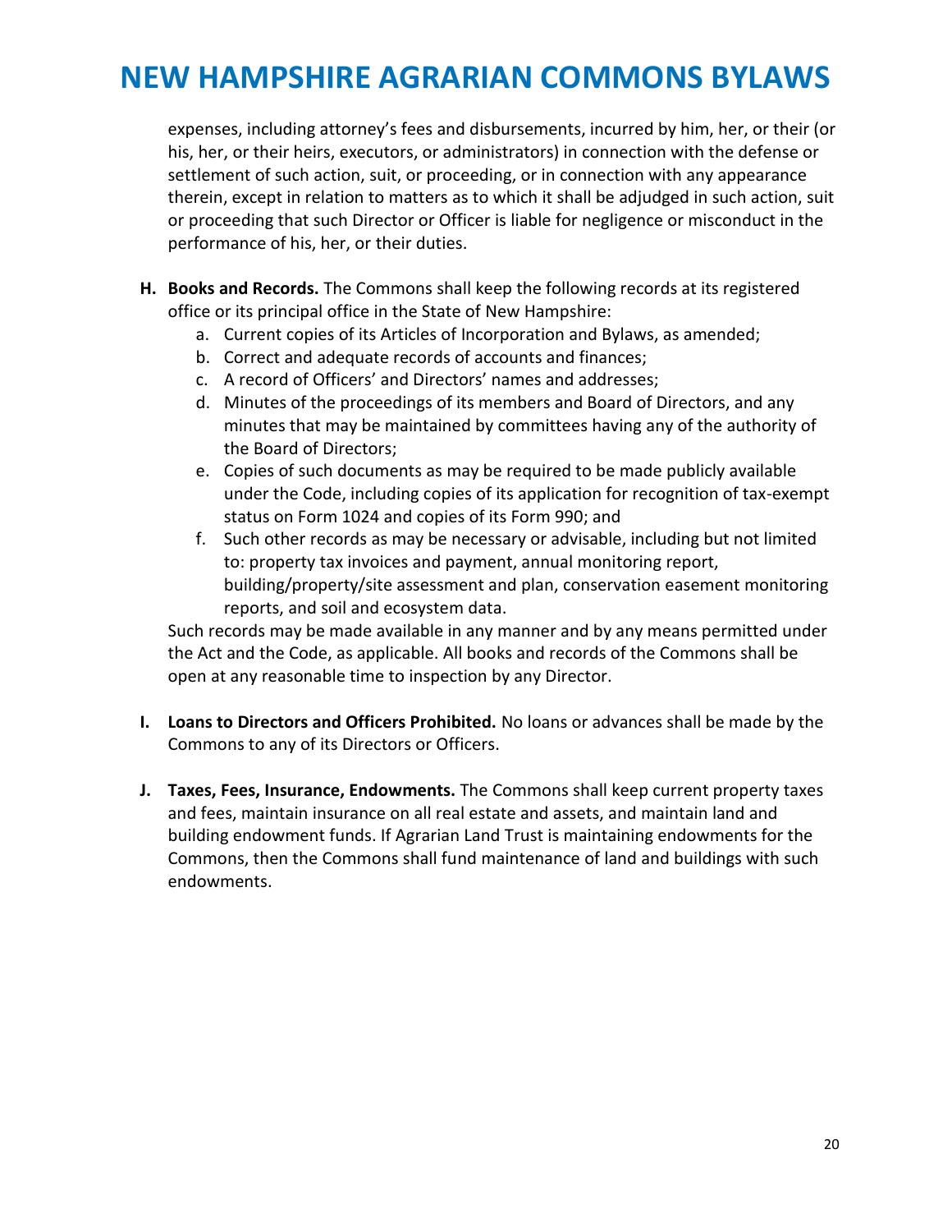expenses, including attorney's fees and disbursements, incurred by him, her, or their (or his, her, or their heirs, executors, or administrators) in connection with the defense or settlement of such action, suit, or proceeding, or in connection with any appearance therein, except in relation to matters as to which it shall be adjudged in such action, suit or proceeding that such Director or Officer is liable for negligence or misconduct in the performance of his, her, or their duties.

**H. Books and Records.** The Commons shall keep the following records at its registered office or its principal office in the State of New Hampshire:

a. Current copies of its Articles of Incorporation and Bylaws, as amended;
b. Correct and adequate records of accounts and finances;
c. A record of Officers' and Directors' names and addresses;
d. Minutes of the proceedings of its members and Board of Directors, and any minutes that may be maintained by committees having any of the authority of the Board of Directors;
e. Copies of such documents as may be required to be made publicly available under the Code, including copies of its application for recognition of tax-exempt status on Form 1024 and copies of its Form 990; and
f. Such other records as may be necessary or advisable, including but not limited to: property tax invoices and payment, annual monitoring report, building/property/site assessment and plan, conservation easement monitoring reports, and soil and ecosystem data.

Such records may be made available in any manner and by any means permitted under the Act and the Code, as applicable. All books and records of the Commons shall be open at any reasonable time to inspection by any Director.

**I. Loans to Directors and Officers Prohibited.** No loans or advances shall be made by the Commons to any of its Directors or Officers.

**J. Taxes, Fees, Insurance, Endowments.** The Commons shall keep current property taxes and fees, maintain insurance on all real estate and assets, and maintain land and building endowment funds. If Agrarian Land Trust is maintaining endowments for the Commons, then the Commons shall fund maintenance of land and buildings with such endowments.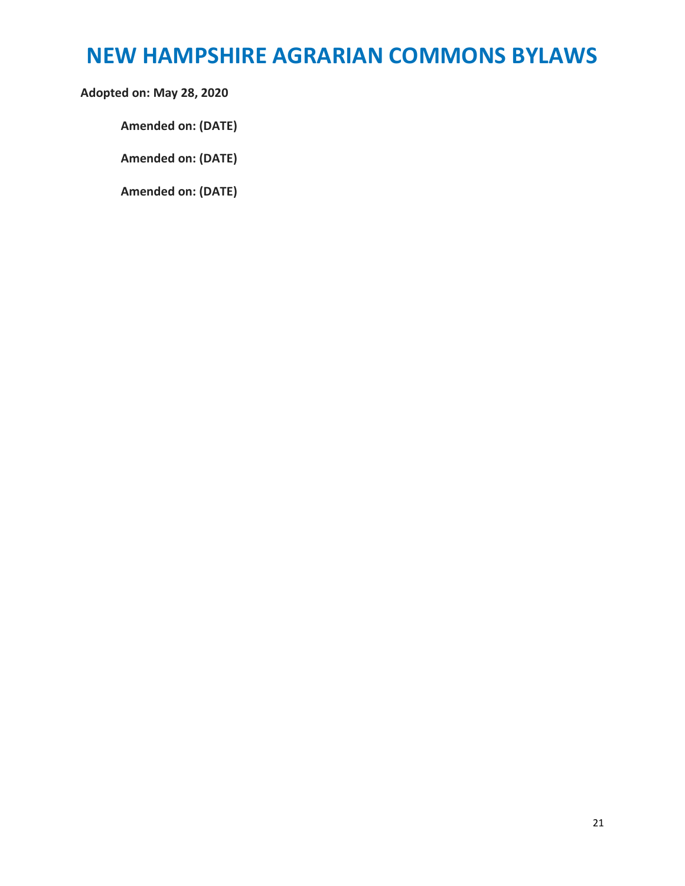# NEW HAMPSHIRE AGRARIAN COMMONS BYLAWS

**Adopted on: May 28, 2020**

**Amended on: (DATE)**

**Amended on: (DATE)**

**Amended on: (DATE)**